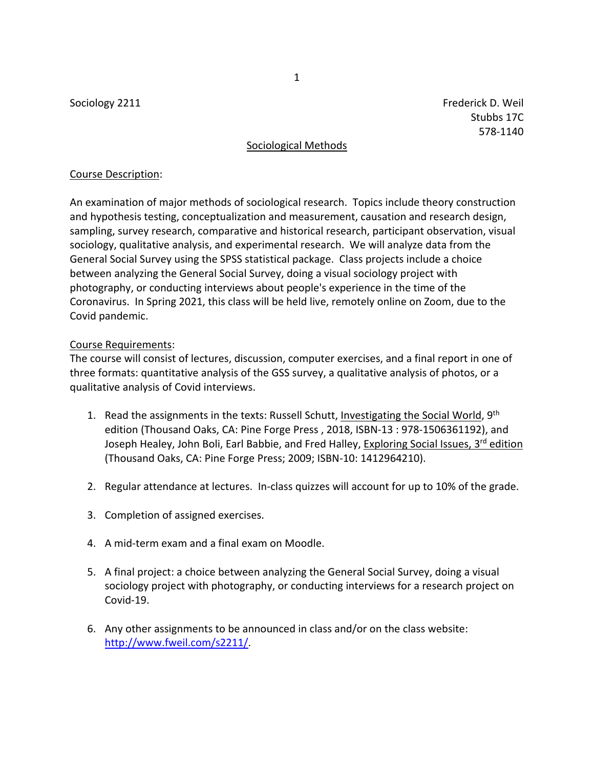Sociology 2211

Frederick D. Weil
Stubbs 17C
578-1140

## Sociological Methods

Course Description:

An examination of major methods of sociological research. Topics include theory construction and hypothesis testing, conceptualization and measurement, causation and research design, sampling, survey research, comparative and historical research, participant observation, visual sociology, qualitative analysis, and experimental research. We will analyze data from the General Social Survey using the SPSS statistical package. Class projects include a choice between analyzing the General Social Survey, doing a visual sociology project with photography, or conducting interviews about people's experience in the time of the Coronavirus. In Spring 2021, this class will be held live, remotely online on Zoom, due to the Covid pandemic.

Course Requirements:

The course will consist of lectures, discussion, computer exercises, and a final report in one of three formats: quantitative analysis of the GSS survey, a qualitative analysis of photos, or a qualitative analysis of Covid interviews.

1. Read the assignments in the texts: Russell Schutt, Investigating the Social World, 9th edition (Thousand Oaks, CA: Pine Forge Press , 2018, ISBN-13 : 978-1506361192), and Joseph Healey, John Boli, Earl Babbie, and Fred Halley, Exploring Social Issues, 3rd edition (Thousand Oaks, CA: Pine Forge Press; 2009; ISBN-10: 1412964210).

2. Regular attendance at lectures. In-class quizzes will account for up to 10% of the grade.

3. Completion of assigned exercises.

4. A mid-term exam and a final exam on Moodle.

5. A final project: a choice between analyzing the General Social Survey, doing a visual sociology project with photography, or conducting interviews for a research project on Covid-19.

6. Any other assignments to be announced in class and/or on the class website: http://www.fweil.com/s2211/.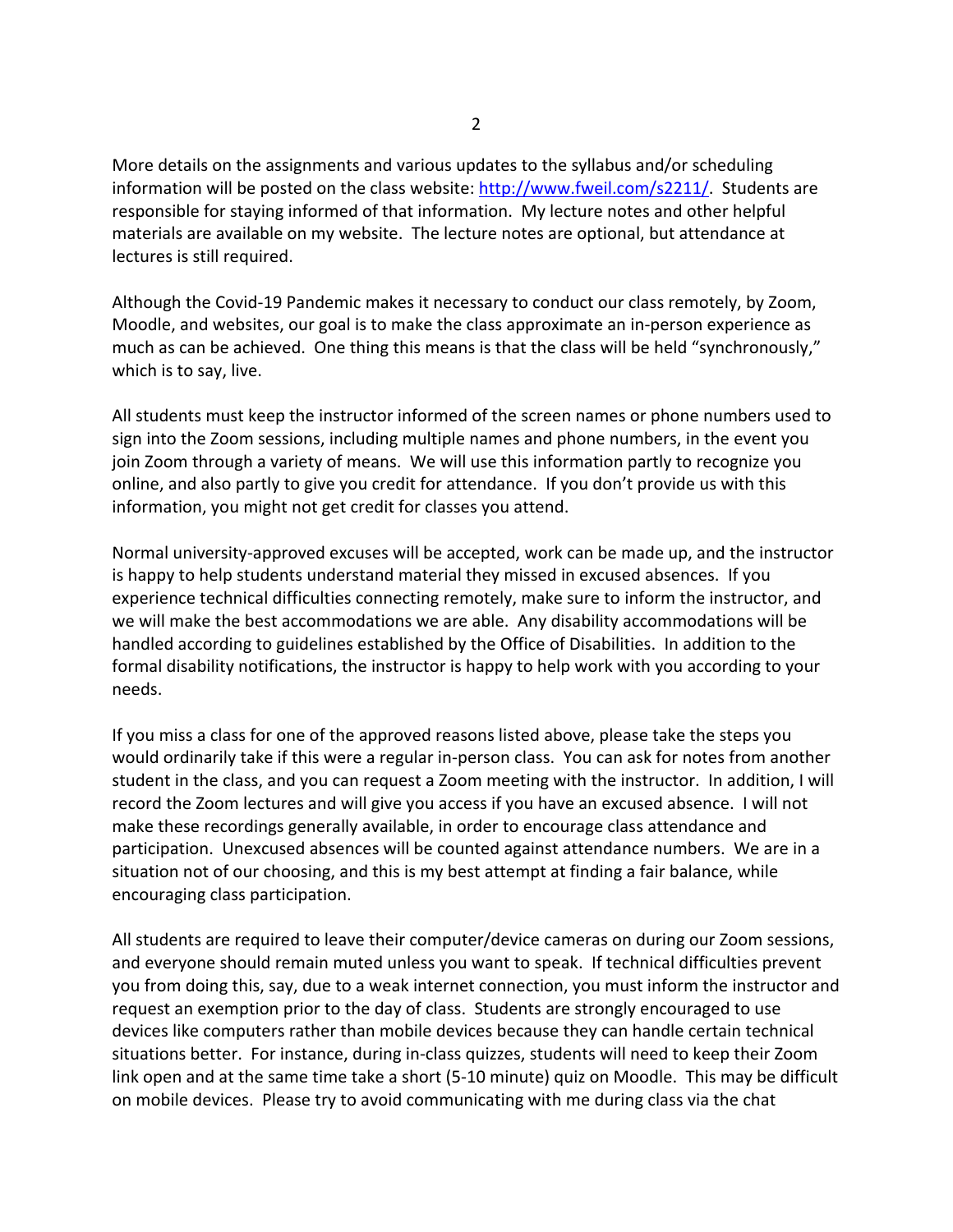More details on the assignments and various updates to the syllabus and/or scheduling information will be posted on the class website: [http://www.fweil.com/s2211/](http://www.fweil.com/s2211/). Students are responsible for staying informed of that information. My lecture notes and other helpful materials are available on my website. The lecture notes are optional, but attendance at lectures is still required.

Although the Covid-19 Pandemic makes it necessary to conduct our class remotely, by Zoom, Moodle, and websites, our goal is to make the class approximate an in-person experience as much as can be achieved. One thing this means is that the class will be held "synchronously," which is to say, live.

All students must keep the instructor informed of the screen names or phone numbers used to sign into the Zoom sessions, including multiple names and phone numbers, in the event you join Zoom through a variety of means. We will use this information partly to recognize you online, and also partly to give you credit for attendance. If you don't provide us with this information, you might not get credit for classes you attend.

Normal university-approved excuses will be accepted, work can be made up, and the instructor is happy to help students understand material they missed in excused absences. If you experience technical difficulties connecting remotely, make sure to inform the instructor, and we will make the best accommodations we are able. Any disability accommodations will be handled according to guidelines established by the Office of Disabilities. In addition to the formal disability notifications, the instructor is happy to help work with you according to your needs.

If you miss a class for one of the approved reasons listed above, please take the steps you would ordinarily take if this were a regular in-person class. You can ask for notes from another student in the class, and you can request a Zoom meeting with the instructor. In addition, I will record the Zoom lectures and will give you access if you have an excused absence. I will not make these recordings generally available, in order to encourage class attendance and participation. Unexcused absences will be counted against attendance numbers. We are in a situation not of our choosing, and this is my best attempt at finding a fair balance, while encouraging class participation.

All students are required to leave their computer/device cameras on during our Zoom sessions, and everyone should remain muted unless you want to speak. If technical difficulties prevent you from doing this, say, due to a weak internet connection, you must inform the instructor and request an exemption prior to the day of class. Students are strongly encouraged to use devices like computers rather than mobile devices because they can handle certain technical situations better. For instance, during in-class quizzes, students will need to keep their Zoom link open and at the same time take a short (5-10 minute) quiz on Moodle. This may be difficult on mobile devices. Please try to avoid communicating with me during class via the chat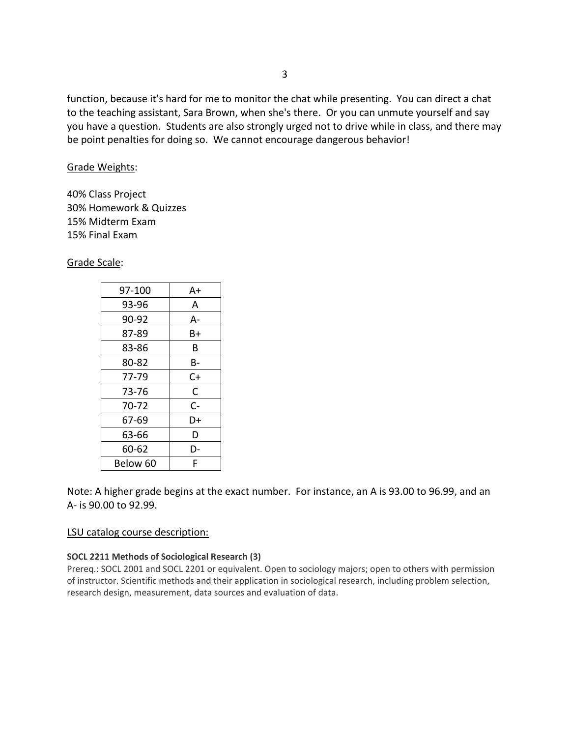function, because it's hard for me to monitor the chat while presenting. You can direct a chat to the teaching assistant, Sara Brown, when she's there. Or you can unmute yourself and say you have a question. Students are also strongly urged not to drive while in class, and there may be point penalties for doing so. We cannot encourage dangerous behavior!

Grade Weights:

40% Class Project
30% Homework & Quizzes
15% Midterm Exam
15% Final Exam

Grade Scale:

| 97-100 | A+ |
|---|---|
| 93-96 | A |
| 90-92 | A- |
| 87-89 | B+ |
| 83-86 | B |
| 80-82 | B- |
| 77-79 | C+ |
| 73-76 | C |
| 70-72 | C- |
| 67-69 | D+ |
| 63-66 | D |
| 60-62 | D- |
| Below 60 | F |

Note: A higher grade begins at the exact number. For instance, an A is 93.00 to 96.99, and an A- is 90.00 to 92.99.

LSU catalog course description:

**SOCL 2211 Methods of Sociological Research (3)**

Prereq.: SOCL 2001 and SOCL 2201 or equivalent. Open to sociology majors; open to others with permission of instructor. Scientific methods and their application in sociological research, including problem selection, research design, measurement, data sources and evaluation of data.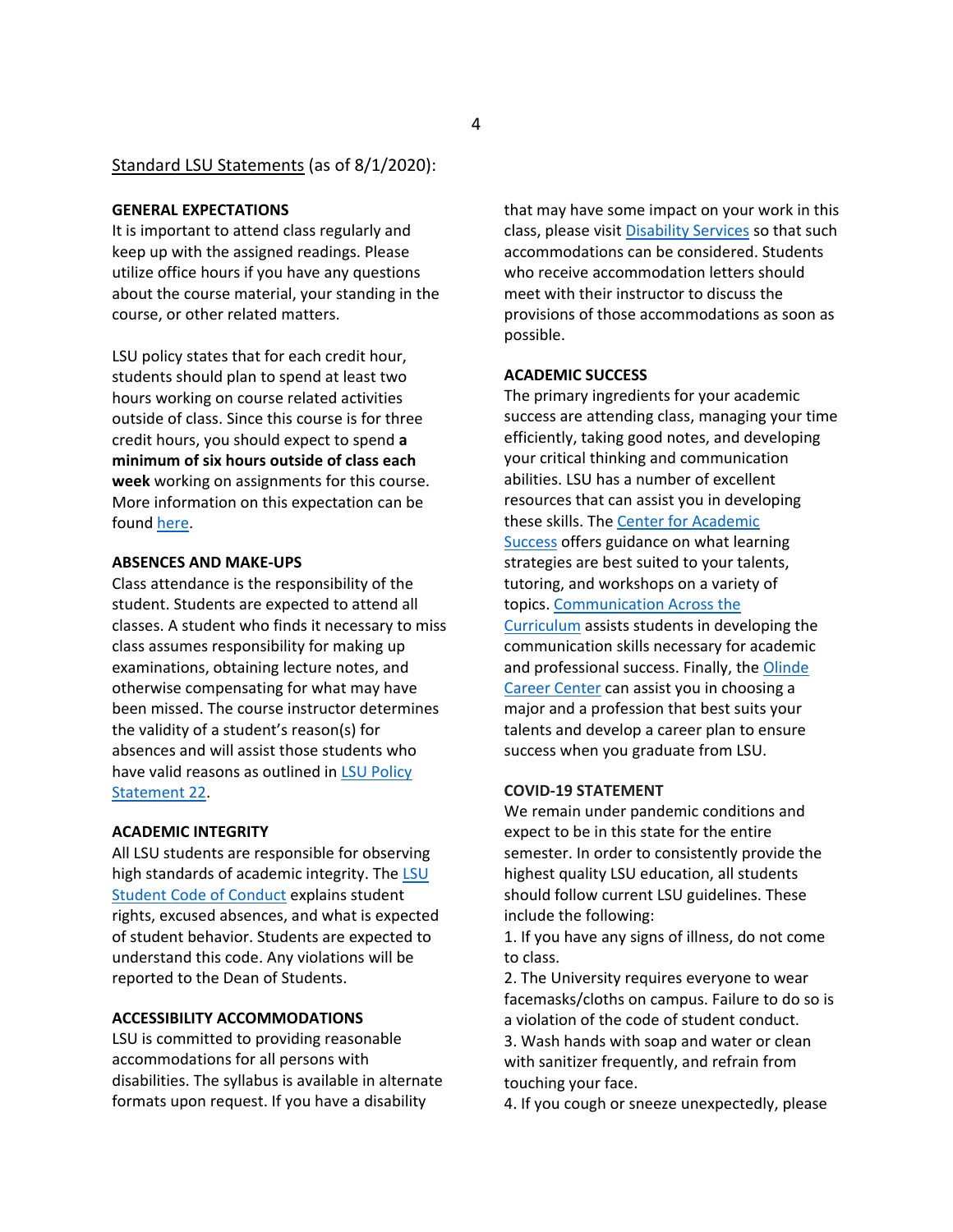Standard LSU Statements (as of 8/1/2020):

**GENERAL EXPECTATIONS**

It is important to attend class regularly and keep up with the assigned readings. Please utilize office hours if you have any questions about the course material, your standing in the course, or other related matters.

LSU policy states that for each credit hour, students should plan to spend at least two hours working on course related activities outside of class. Since this course is for three credit hours, you should expect to spend **a minimum of six hours outside of class each week** working on assignments for this course. More information on this expectation can be found here.

**ABSENCES AND MAKE-UPS**

Class attendance is the responsibility of the student. Students are expected to attend all classes. A student who finds it necessary to miss class assumes responsibility for making up examinations, obtaining lecture notes, and otherwise compensating for what may have been missed. The course instructor determines the validity of a student's reason(s) for absences and will assist those students who have valid reasons as outlined in LSU Policy Statement 22.

**ACADEMIC INTEGRITY**

All LSU students are responsible for observing high standards of academic integrity. The LSU Student Code of Conduct explains student rights, excused absences, and what is expected of student behavior. Students are expected to understand this code. Any violations will be reported to the Dean of Students.

**ACCESSIBILITY ACCOMMODATIONS**

LSU is committed to providing reasonable accommodations for all persons with disabilities. The syllabus is available in alternate formats upon request. If you have a disability that may have some impact on your work in this class, please visit Disability Services so that such accommodations can be considered. Students who receive accommodation letters should meet with their instructor to discuss the provisions of those accommodations as soon as possible.

**ACADEMIC SUCCESS**

The primary ingredients for your academic success are attending class, managing your time efficiently, taking good notes, and developing your critical thinking and communication abilities. LSU has a number of excellent resources that can assist you in developing these skills. The Center for Academic Success offers guidance on what learning strategies are best suited to your talents, tutoring, and workshops on a variety of topics. Communication Across the Curriculum assists students in developing the communication skills necessary for academic and professional success. Finally, the Olinde Career Center can assist you in choosing a major and a profession that best suits your talents and develop a career plan to ensure success when you graduate from LSU.

**COVID-19 STATEMENT**

We remain under pandemic conditions and expect to be in this state for the entire semester. In order to consistently provide the highest quality LSU education, all students should follow current LSU guidelines. These include the following:

1. If you have any signs of illness, do not come to class.
2. The University requires everyone to wear facemasks/cloths on campus. Failure to do so is a violation of the code of student conduct.
3. Wash hands with soap and water or clean with sanitizer frequently, and refrain from touching your face.
4. If you cough or sneeze unexpectedly, please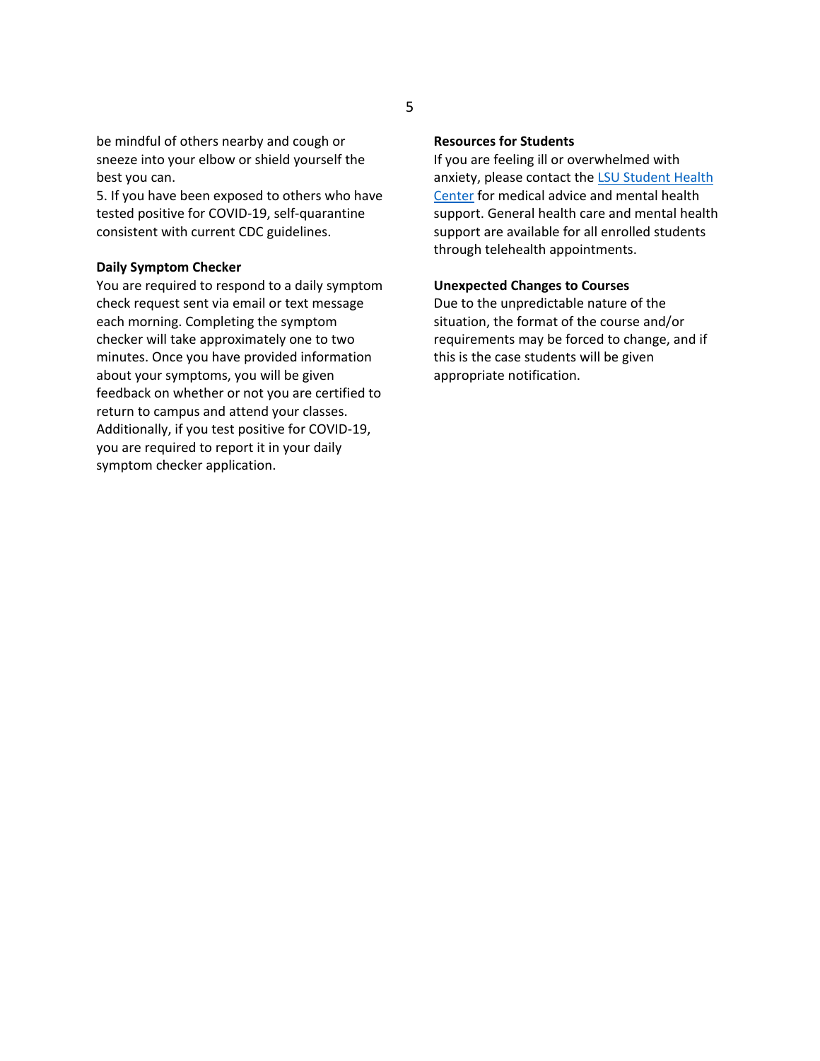be mindful of others nearby and cough or sneeze into your elbow or shield yourself the best you can.

5. If you have been exposed to others who have tested positive for COVID-19, self-quarantine consistent with current CDC guidelines.

**Daily Symptom Checker**

You are required to respond to a daily symptom check request sent via email or text message each morning. Completing the symptom checker will take approximately one to two minutes. Once you have provided information about your symptoms, you will be given feedback on whether or not you are certified to return to campus and attend your classes. Additionally, if you test positive for COVID-19, you are required to report it in your daily symptom checker application.

**Resources for Students**

If you are feeling ill or overwhelmed with anxiety, please contact the LSU Student Health Center for medical advice and mental health support. General health care and mental health support are available for all enrolled students through telehealth appointments.

**Unexpected Changes to Courses**

Due to the unpredictable nature of the situation, the format of the course and/or requirements may be forced to change, and if this is the case students will be given appropriate notification.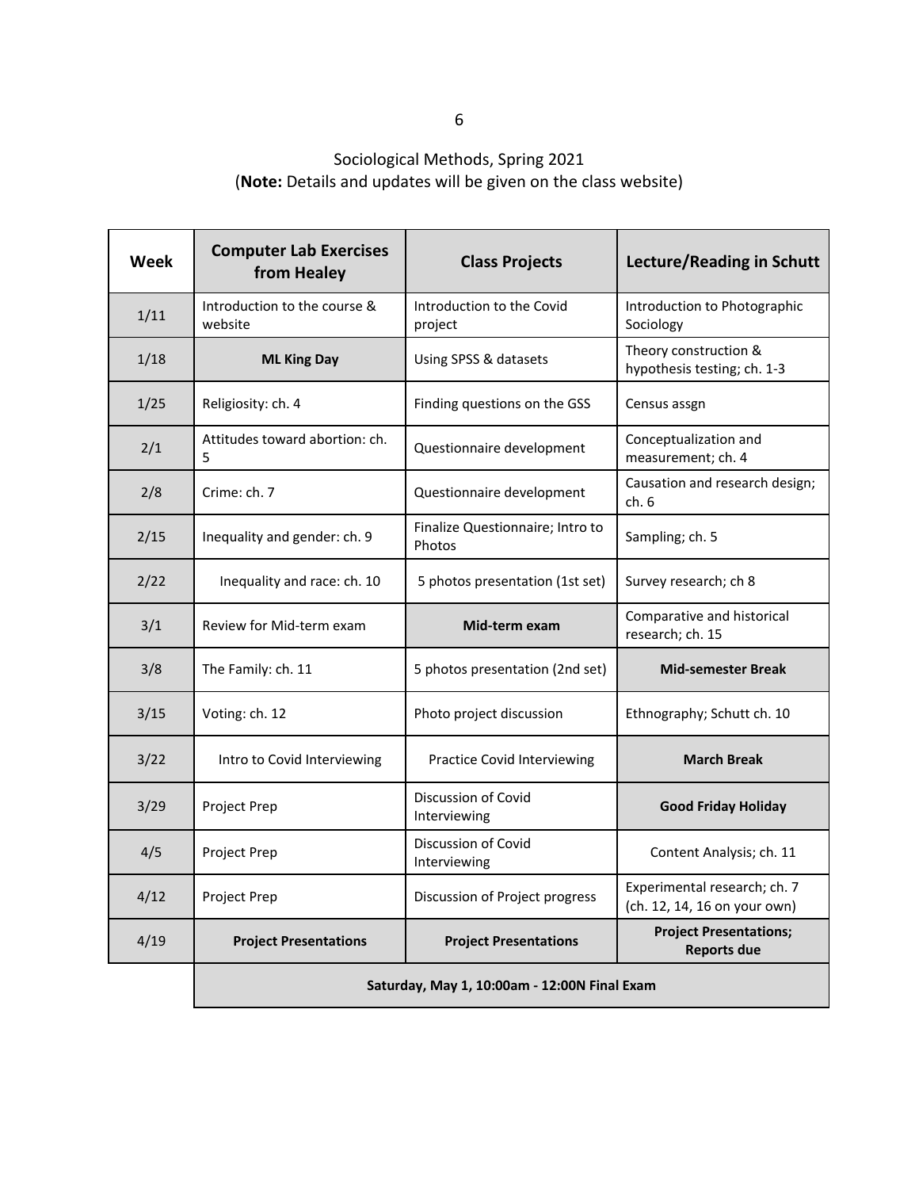Sociological Methods, Spring 2021
(**Note:** Details and updates will be given on the class website)

| Week | Computer Lab Exercises from Healey | Class Projects | Lecture/Reading in Schutt |
|---|---|---|---|
| 1/11 | Introduction to the course & website | Introduction to the Covid project | Introduction to Photographic Sociology |
| 1/18 | **ML King Day** | Using SPSS & datasets | Theory construction & hypothesis testing; ch. 1-3 |
| 1/25 | Religiosity: ch. 4 | Finding questions on the GSS | Census assgn |
| 2/1 | Attitudes toward abortion: ch. 5 | Questionnaire development | Conceptualization and measurement; ch. 4 |
| 2/8 | Crime: ch. 7 | Questionnaire development | Causation and research design; ch. 6 |
| 2/15 | Inequality and gender: ch. 9 | Finalize Questionnaire; Intro to Photos | Sampling; ch. 5 |
| 2/22 | Inequality and race: ch. 10 | 5 photos presentation (1st set) | Survey research; ch 8 |
| 3/1 | Review for Mid-term exam | **Mid-term exam** | Comparative and historical research; ch. 15 |
| 3/8 | The Family: ch. 11 | 5 photos presentation (2nd set) | **Mid-semester Break** |
| 3/15 | Voting: ch. 12 | Photo project discussion | Ethnography; Schutt ch. 10 |
| 3/22 | Intro to Covid Interviewing | Practice Covid Interviewing | **March Break** |
| 3/29 | Project Prep | Discussion of Covid Interviewing | **Good Friday Holiday** |
| 4/5 | Project Prep | Discussion of Covid Interviewing | Content Analysis; ch. 11 |
| 4/12 | Project Prep | Discussion of Project progress | Experimental research; ch. 7 (ch. 12, 14, 16 on your own) |
| 4/19 | **Project Presentations** | **Project Presentations** | **Project Presentations; Reports due** |
| | **Saturday, May 1, 10:00am - 12:00N Final Exam** | | |